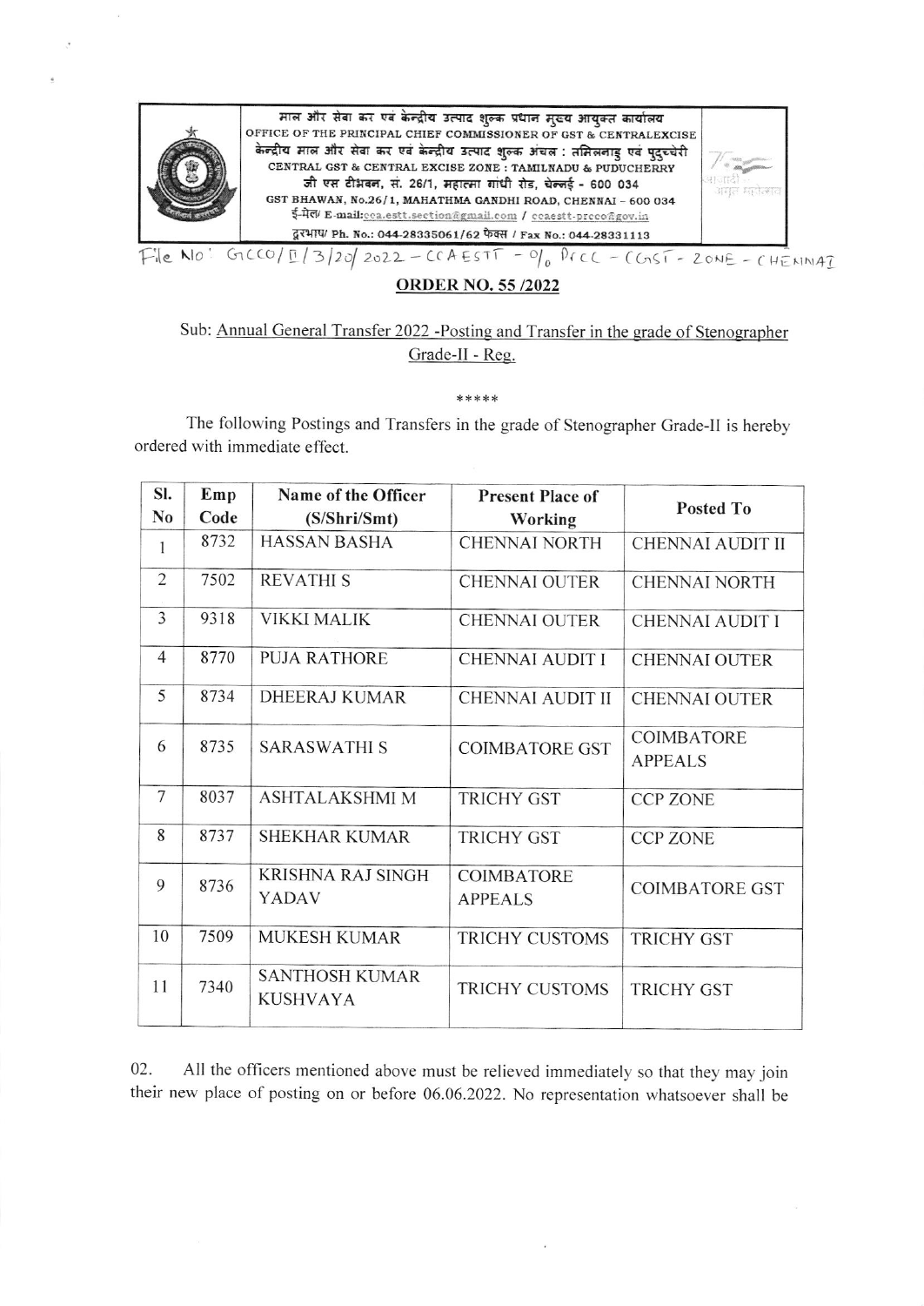माल और सेवा कर एवं केन्द्रीय उत्पाद शुल्क प्रधान मुख्य आयुक्त कार्यालय
OFFICE OF THE PRINCIPAL CHIEF COMMISSIONER OF GST & CENTRALEXCISE
केन्द्रीय माल और सेवा कर एवं केन्द्रीय उत्पाद शुल्क अंचल : तमिलनाडु एवं पुदुच्चेरी
CENTRAL GST & CENTRAL EXCISE ZONE : TAMILNADU & PUDUCHERRY
जी एस टीभवन, सं. 26/1, महात्मा गांधी रोड, चेन्नई - 600 034
GST BHAWAN, No.26/1, MAHATHMA GANDHI ROAD, CHENNAI – 600 034
ई-मेल/ E-mail:cca.estt.section@gmail.com / ccaestt-prcco@gov.in
दूरभाष/ Ph. No.: 044-28335061/62 फैक्स / Fax No.: 044-28331113

File No: GCCO/II/3/20/2022 – CCAESTT – O/o PrCC – CGST – ZONE – CHENNAI

## ORDER NO. 55 /2022

Sub: Annual General Transfer 2022 -Posting and Transfer in the grade of Stenographer Grade-II - Reg.

\*\*\*\*\*

The following Postings and Transfers in the grade of Stenographer Grade-II is hereby ordered with immediate effect.

| Sl. No | Emp Code | Name of the Officer (S/Shri/Smt) | Present Place of Working | Posted To |
|---|---|---|---|---|
| 1 | 8732 | HASSAN BASHA | CHENNAI NORTH | CHENNAI AUDIT II |
| 2 | 7502 | REVATHI S | CHENNAI OUTER | CHENNAI NORTH |
| 3 | 9318 | VIKKI MALIK | CHENNAI OUTER | CHENNAI AUDIT I |
| 4 | 8770 | PUJA RATHORE | CHENNAI AUDIT I | CHENNAI OUTER |
| 5 | 8734 | DHEERAJ KUMAR | CHENNAI AUDIT II | CHENNAI OUTER |
| 6 | 8735 | SARASWATHI S | COIMBATORE GST | COIMBATORE APPEALS |
| 7 | 8037 | ASHTALAKSHMI M | TRICHY GST | CCP ZONE |
| 8 | 8737 | SHEKHAR KUMAR | TRICHY GST | CCP ZONE |
| 9 | 8736 | KRISHNA RAJ SINGH YADAV | COIMBATORE APPEALS | COIMBATORE GST |
| 10 | 7509 | MUKESH KUMAR | TRICHY CUSTOMS | TRICHY GST |
| 11 | 7340 | SANTHOSH KUMAR KUSHVAYA | TRICHY CUSTOMS | TRICHY GST |

02. All the officers mentioned above must be relieved immediately so that they may join their new place of posting on or before 06.06.2022. No representation whatsoever shall be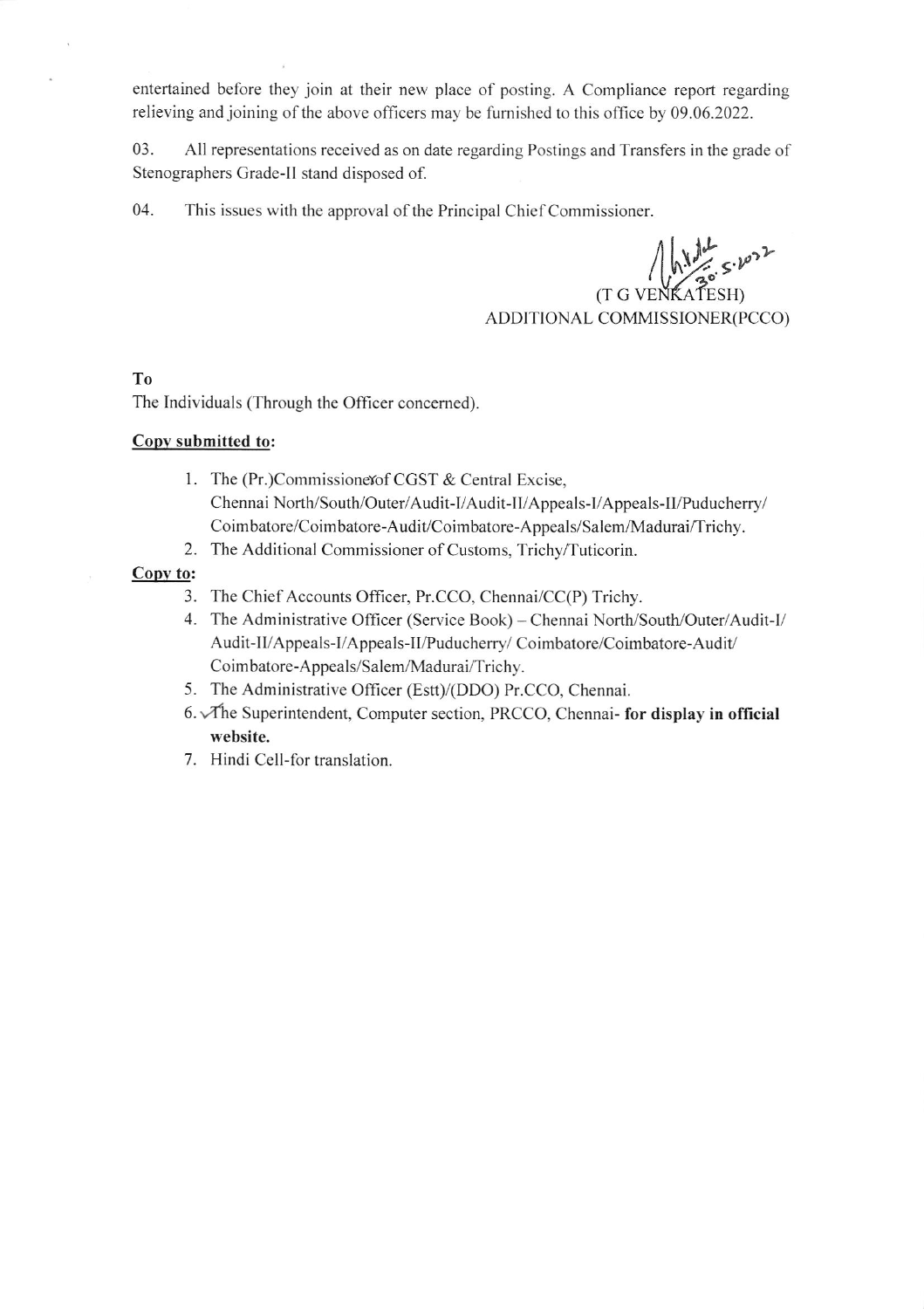entertained before they join at their new place of posting. A Compliance report regarding relieving and joining of the above officers may be furnished to this office by 09.06.2022.

03. All representations received as on date regarding Postings and Transfers in the grade of Stenographers Grade-II stand disposed of.

04. This issues with the approval of the Principal Chief Commissioner.

30.5.2022

(T G VENKATESH)
ADDITIONAL COMMISSIONER(PCCO)

**To**

The Individuals (Through the Officer concerned).

**Copy submitted to:**

1. The (Pr.)Commissioner of CGST & Central Excise, Chennai North/South/Outer/Audit-I/Audit-II/Appeals-I/Appeals-II/Puducherry/ Coimbatore/Coimbatore-Audit/Coimbatore-Appeals/Salem/Madurai/Trichy.
2. The Additional Commissioner of Customs, Trichy/Tuticorin.

**Copy to:**

3. The Chief Accounts Officer, Pr.CCO, Chennai/CC(P) Trichy.
4. The Administrative Officer (Service Book) – Chennai North/South/Outer/Audit-I/ Audit-II/Appeals-I/Appeals-II/Puducherry/ Coimbatore/Coimbatore-Audit/ Coimbatore-Appeals/Salem/Madurai/Trichy.
5. The Administrative Officer (Estt)/(DDO) Pr.CCO, Chennai.
6. The Superintendent, Computer section, PRCCO, Chennai- **for display in official website.**
7. Hindi Cell-for translation.